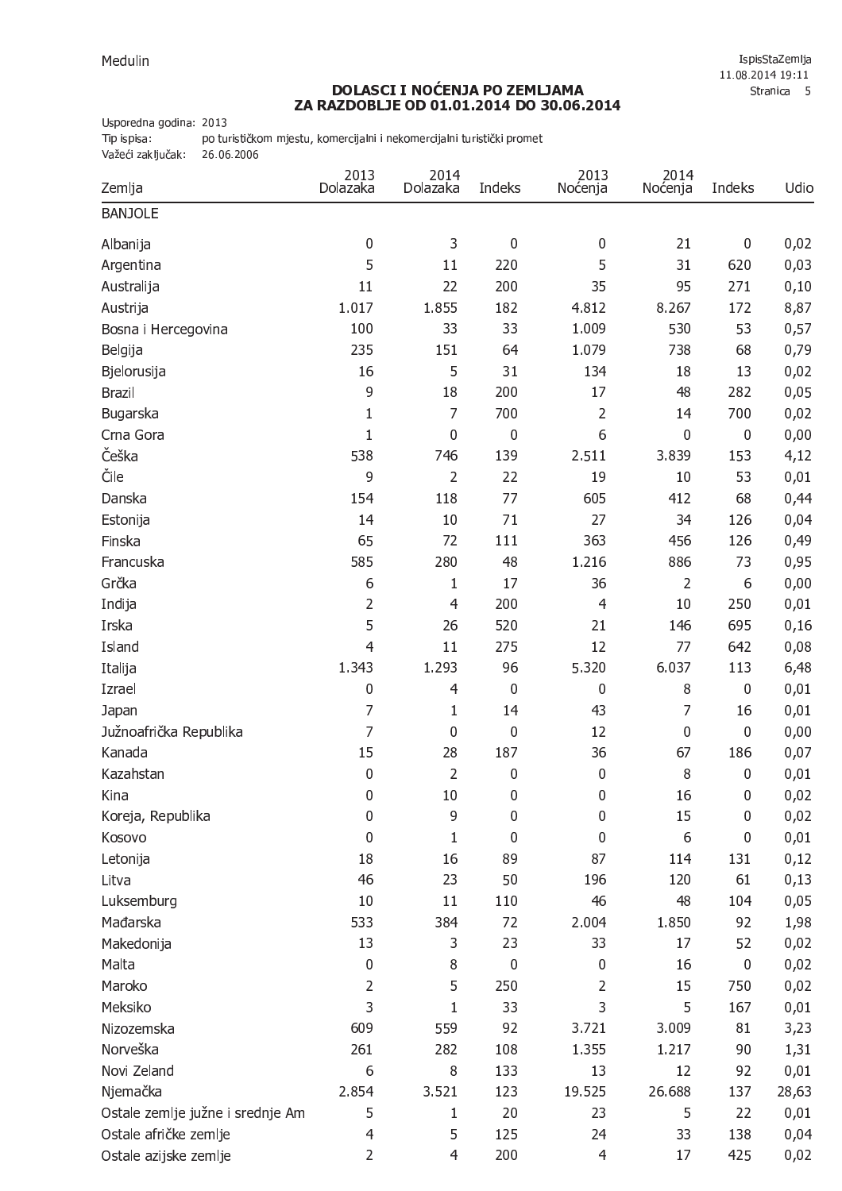Medulin

# DOLASCI I NOĆENJA PO ZEMLJAMA
## ZA RAZDOBLJE OD 01.01.2014 DO 30.06.2014

Usporedna godina: 2013
Tip ispisa: po turističkom mjestu, komercijalni i nekomercijalni turistički promet
Važeći zaključak: 26.06.2006

| Zemlja | 2013 Dolazaka | 2014 Dolazaka | Indeks | 2013 Noćenja | 2014 Noćenja | Indeks | Udio |
|---|---|---|---|---|---|---|---|
| BANJOLE | | | | | | | |
| Albanija | 0 | 3 | 0 | 0 | 21 | 0 | 0,02 |
| Argentina | 5 | 11 | 220 | 5 | 31 | 620 | 0,03 |
| Australija | 11 | 22 | 200 | 35 | 95 | 271 | 0,10 |
| Austrija | 1.017 | 1.855 | 182 | 4.812 | 8.267 | 172 | 8,87 |
| Bosna i Hercegovina | 100 | 33 | 33 | 1.009 | 530 | 53 | 0,57 |
| Belgija | 235 | 151 | 64 | 1.079 | 738 | 68 | 0,79 |
| Bjelorusija | 16 | 5 | 31 | 134 | 18 | 13 | 0,02 |
| Brazil | 9 | 18 | 200 | 17 | 48 | 282 | 0,05 |
| Bugarska | 1 | 7 | 700 | 2 | 14 | 700 | 0,02 |
| Crna Gora | 1 | 0 | 0 | 6 | 0 | 0 | 0,00 |
| Češka | 538 | 746 | 139 | 2.511 | 3.839 | 153 | 4,12 |
| Čile | 9 | 2 | 22 | 19 | 10 | 53 | 0,01 |
| Danska | 154 | 118 | 77 | 605 | 412 | 68 | 0,44 |
| Estonija | 14 | 10 | 71 | 27 | 34 | 126 | 0,04 |
| Finska | 65 | 72 | 111 | 363 | 456 | 126 | 0,49 |
| Francuska | 585 | 280 | 48 | 1.216 | 886 | 73 | 0,95 |
| Grčka | 6 | 1 | 17 | 36 | 2 | 6 | 0,00 |
| Indija | 2 | 4 | 200 | 4 | 10 | 250 | 0,01 |
| Irska | 5 | 26 | 520 | 21 | 146 | 695 | 0,16 |
| Island | 4 | 11 | 275 | 12 | 77 | 642 | 0,08 |
| Italija | 1.343 | 1.293 | 96 | 5.320 | 6.037 | 113 | 6,48 |
| Izrael | 0 | 4 | 0 | 0 | 8 | 0 | 0,01 |
| Japan | 7 | 1 | 14 | 43 | 7 | 16 | 0,01 |
| Južnoafrička Republika | 7 | 0 | 0 | 12 | 0 | 0 | 0,00 |
| Kanada | 15 | 28 | 187 | 36 | 67 | 186 | 0,07 |
| Kazahstan | 0 | 2 | 0 | 0 | 8 | 0 | 0,01 |
| Kina | 0 | 10 | 0 | 0 | 16 | 0 | 0,02 |
| Koreja, Republika | 0 | 9 | 0 | 0 | 15 | 0 | 0,02 |
| Kosovo | 0 | 1 | 0 | 0 | 6 | 0 | 0,01 |
| Letonija | 18 | 16 | 89 | 87 | 114 | 131 | 0,12 |
| Litva | 46 | 23 | 50 | 196 | 120 | 61 | 0,13 |
| Luksemburg | 10 | 11 | 110 | 46 | 48 | 104 | 0,05 |
| Mađarska | 533 | 384 | 72 | 2.004 | 1.850 | 92 | 1,98 |
| Makedonija | 13 | 3 | 23 | 33 | 17 | 52 | 0,02 |
| Malta | 0 | 8 | 0 | 0 | 16 | 0 | 0,02 |
| Maroko | 2 | 5 | 250 | 2 | 15 | 750 | 0,02 |
| Meksiko | 3 | 1 | 33 | 3 | 5 | 167 | 0,01 |
| Nizozemska | 609 | 559 | 92 | 3.721 | 3.009 | 81 | 3,23 |
| Norveška | 261 | 282 | 108 | 1.355 | 1.217 | 90 | 1,31 |
| Novi Zeland | 6 | 8 | 133 | 13 | 12 | 92 | 0,01 |
| Njemačka | 2.854 | 3.521 | 123 | 19.525 | 26.688 | 137 | 28,63 |
| Ostale zemlje južne i srednje Am | 5 | 1 | 20 | 23 | 5 | 22 | 0,01 |
| Ostale afričke zemlje | 4 | 5 | 125 | 24 | 33 | 138 | 0,04 |
| Ostale azijske zemlje | 2 | 4 | 200 | 4 | 17 | 425 | 0,02 |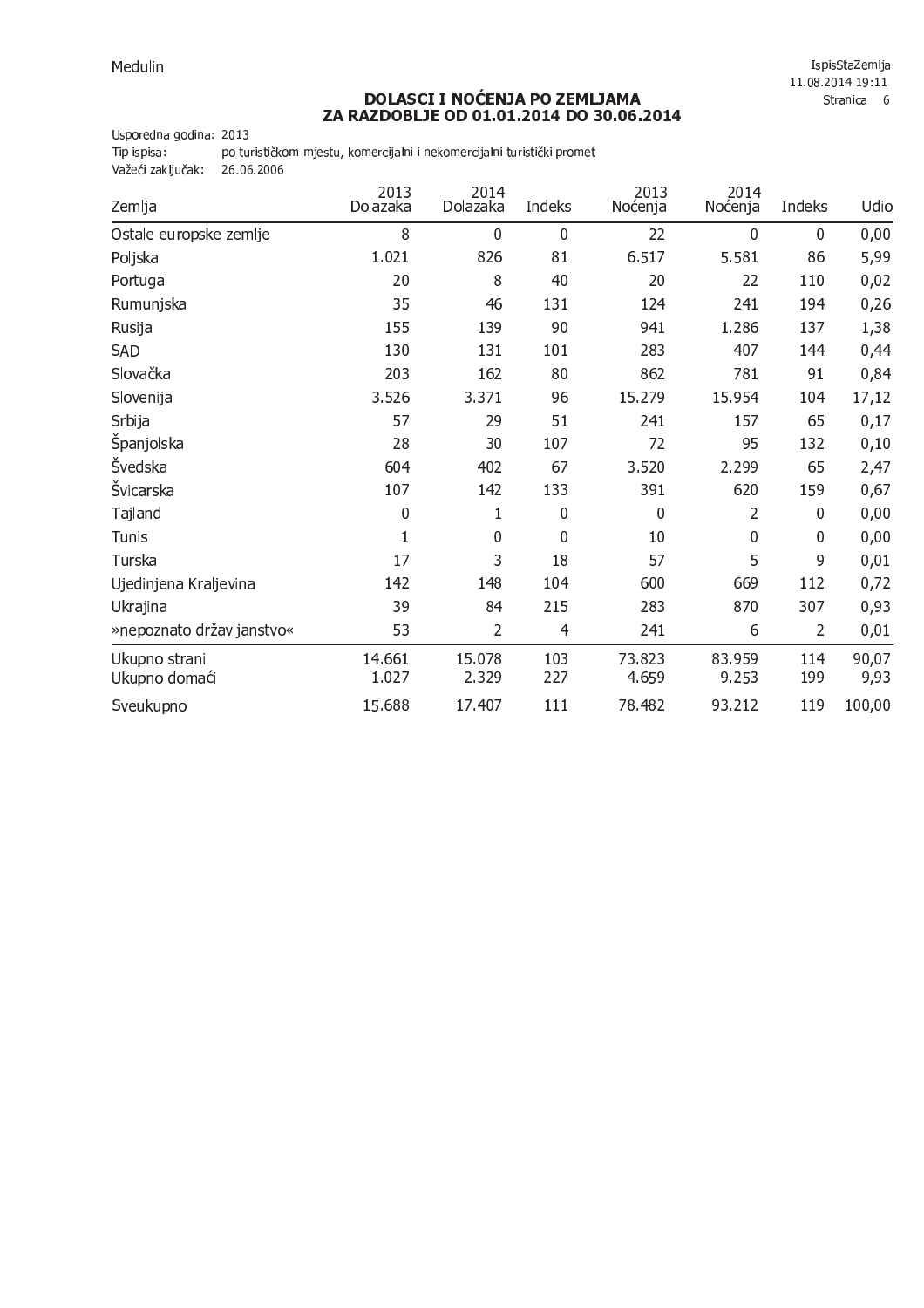Medulin

## DOLASCI I NOĆENJA PO ZEMLJAMA
## ZA RAZDOBLJE OD 01.01.2014 DO 30.06.2014

IspisStaZemlja
11.08.2014 19:11
Stranica 6

Usporedna godina: 2013
Tip ispisa: po turističkom mjestu, komercijalni i nekomercijalni turistički promet
Važeći zaključak: 26.06.2006

| Zemlja | 2013 Dolazaka | 2014 Dolazaka | Indeks | 2013 Noćenja | 2014 Noćenja | Indeks | Udio |
|---|---|---|---|---|---|---|---|
| Ostale europske zemlje | 8 | 0 | 0 | 22 | 0 | 0 | 0,00 |
| Poljska | 1.021 | 826 | 81 | 6.517 | 5.581 | 86 | 5,99 |
| Portugal | 20 | 8 | 40 | 20 | 22 | 110 | 0,02 |
| Rumunjska | 35 | 46 | 131 | 124 | 241 | 194 | 0,26 |
| Rusija | 155 | 139 | 90 | 941 | 1.286 | 137 | 1,38 |
| SAD | 130 | 131 | 101 | 283 | 407 | 144 | 0,44 |
| Slovačka | 203 | 162 | 80 | 862 | 781 | 91 | 0,84 |
| Slovenija | 3.526 | 3.371 | 96 | 15.279 | 15.954 | 104 | 17,12 |
| Srbija | 57 | 29 | 51 | 241 | 157 | 65 | 0,17 |
| Španjolska | 28 | 30 | 107 | 72 | 95 | 132 | 0,10 |
| Švedska | 604 | 402 | 67 | 3.520 | 2.299 | 65 | 2,47 |
| Švicarska | 107 | 142 | 133 | 391 | 620 | 159 | 0,67 |
| Tajland | 0 | 1 | 0 | 0 | 2 | 0 | 0,00 |
| Tunis | 1 | 0 | 0 | 10 | 0 | 0 | 0,00 |
| Turska | 17 | 3 | 18 | 57 | 5 | 9 | 0,01 |
| Ujedinjena Kraljevina | 142 | 148 | 104 | 600 | 669 | 112 | 0,72 |
| Ukrajina | 39 | 84 | 215 | 283 | 870 | 307 | 0,93 |
| »nepoznato državljanstvo« | 53 | 2 | 4 | 241 | 6 | 2 | 0,01 |
| Ukupno strani | 14.661 | 15.078 | 103 | 73.823 | 83.959 | 114 | 90,07 |
| Ukupno domaći | 1.027 | 2.329 | 227 | 4.659 | 9.253 | 199 | 9,93 |
| Sveukupno | 15.688 | 17.407 | 111 | 78.482 | 93.212 | 119 | 100,00 |